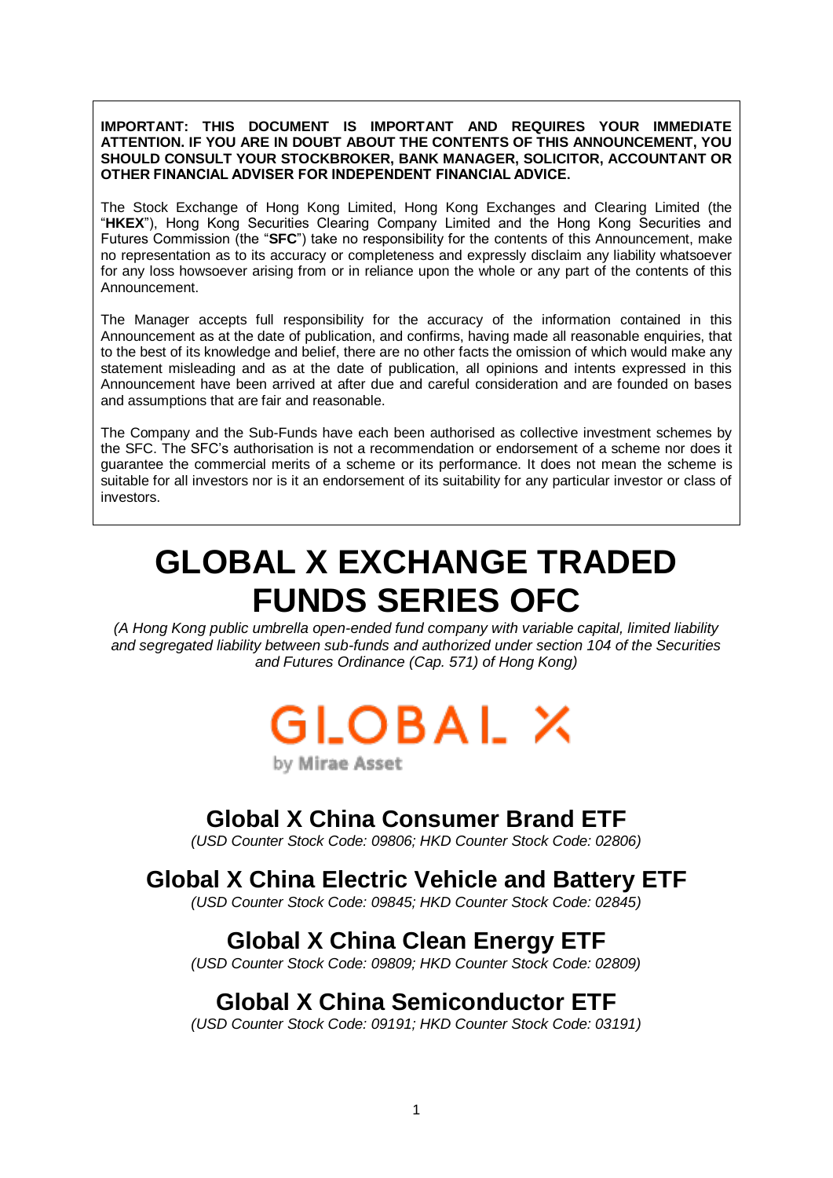**IMPORTANT: THIS DOCUMENT IS IMPORTANT AND REQUIRES YOUR IMMEDIATE ATTENTION. IF YOU ARE IN DOUBT ABOUT THE CONTENTS OF THIS ANNOUNCEMENT, YOU SHOULD CONSULT YOUR STOCKBROKER, BANK MANAGER, SOLICITOR, ACCOUNTANT OR OTHER FINANCIAL ADVISER FOR INDEPENDENT FINANCIAL ADVICE.**

The Stock Exchange of Hong Kong Limited, Hong Kong Exchanges and Clearing Limited (the "**HKEX**"), Hong Kong Securities Clearing Company Limited and the Hong Kong Securities and Futures Commission (the "**SFC**") take no responsibility for the contents of this Announcement, make no representation as to its accuracy or completeness and expressly disclaim any liability whatsoever for any loss howsoever arising from or in reliance upon the whole or any part of the contents of this Announcement.

The Manager accepts full responsibility for the accuracy of the information contained in this Announcement as at the date of publication, and confirms, having made all reasonable enquiries, that to the best of its knowledge and belief, there are no other facts the omission of which would make any statement misleading and as at the date of publication, all opinions and intents expressed in this Announcement have been arrived at after due and careful consideration and are founded on bases and assumptions that are fair and reasonable.

The Company and the Sub-Funds have each been authorised as collective investment schemes by the SFC. The SFC's authorisation is not a recommendation or endorsement of a scheme nor does it guarantee the commercial merits of a scheme or its performance. It does not mean the scheme is suitable for all investors nor is it an endorsement of its suitability for any particular investor or class of investors.

# GLOBAL X EXCHANGE TRADED FUNDS SERIES OFC

*(A Hong Kong public umbrella open-ended fund company with variable capital, limited liability and segregated liability between sub-funds and authorized under section 104 of the Securities and Futures Ordinance (Cap. 571) of Hong Kong)*

GLOBAL X
by Mirae Asset

## Global X China Consumer Brand ETF

*(USD Counter Stock Code: 09806; HKD Counter Stock Code: 02806)*

## Global X China Electric Vehicle and Battery ETF

*(USD Counter Stock Code: 09845; HKD Counter Stock Code: 02845)*

## Global X China Clean Energy ETF

*(USD Counter Stock Code: 09809; HKD Counter Stock Code: 02809)*

## Global X China Semiconductor ETF

*(USD Counter Stock Code: 09191; HKD Counter Stock Code: 03191)*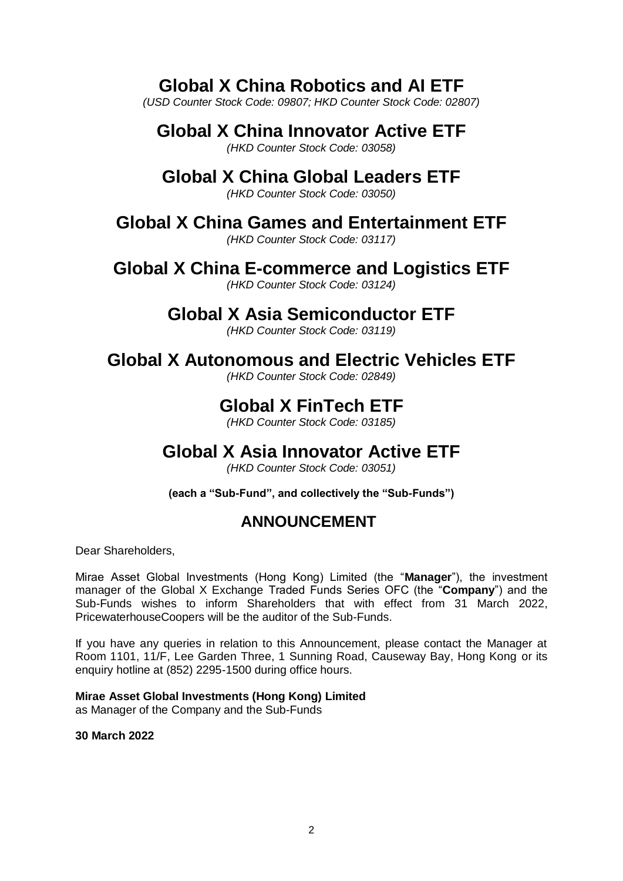# Global X China Robotics and AI ETF

*(USD Counter Stock Code: 09807; HKD Counter Stock Code: 02807)*

# Global X China Innovator Active ETF

*(HKD Counter Stock Code: 03058)*

# Global X China Global Leaders ETF

*(HKD Counter Stock Code: 03050)*

# Global X China Games and Entertainment ETF

*(HKD Counter Stock Code: 03117)*

# Global X China E-commerce and Logistics ETF

*(HKD Counter Stock Code: 03124)*

# Global X Asia Semiconductor ETF

*(HKD Counter Stock Code: 03119)*

# Global X Autonomous and Electric Vehicles ETF

*(HKD Counter Stock Code: 02849)*

# Global X FinTech ETF

*(HKD Counter Stock Code: 03185)*

# Global X Asia Innovator Active ETF

*(HKD Counter Stock Code: 03051)*

**(each a "Sub-Fund", and collectively the "Sub-Funds")**

## ANNOUNCEMENT

Dear Shareholders,

Mirae Asset Global Investments (Hong Kong) Limited (the "**Manager**"), the investment manager of the Global X Exchange Traded Funds Series OFC (the "**Company**") and the Sub-Funds wishes to inform Shareholders that with effect from 31 March 2022, PricewaterhouseCoopers will be the auditor of the Sub-Funds.

If you have any queries in relation to this Announcement, please contact the Manager at Room 1101, 11/F, Lee Garden Three, 1 Sunning Road, Causeway Bay, Hong Kong or its enquiry hotline at (852) 2295-1500 during office hours.

**Mirae Asset Global Investments (Hong Kong) Limited**
as Manager of the Company and the Sub-Funds

**30 March 2022**